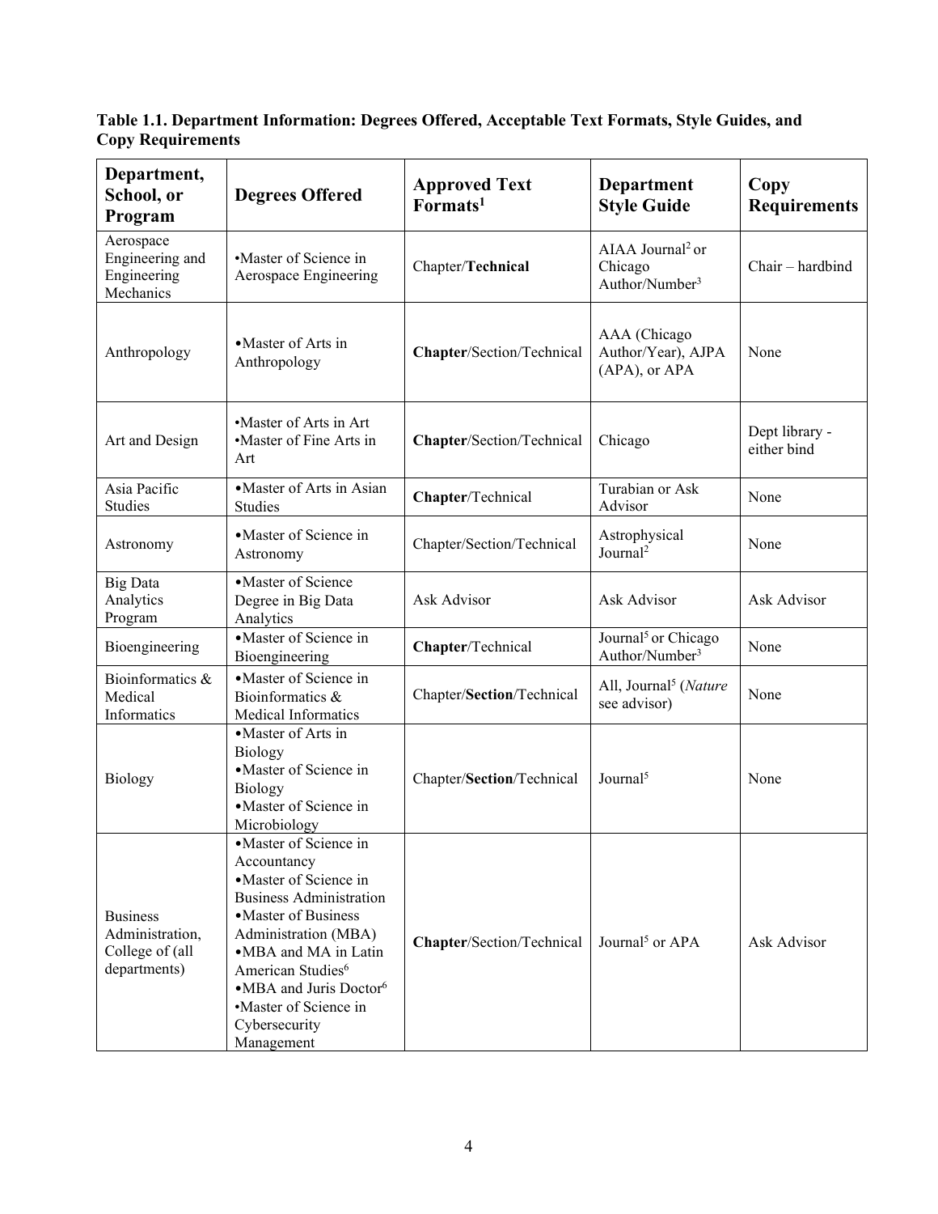**Table 1.1. Department Information: Degrees Offered, Acceptable Text Formats, Style Guides, and Copy Requirements**

| Department, School, or Program | Degrees Offered | Approved Text Formats[1] | Department Style Guide | Copy Requirements |
|---|---|---|---|---|
| Aerospace Engineering and Engineering Mechanics | •Master of Science in Aerospace Engineering | Chapter/**Technical** | AIAA Journal[2] or Chicago Author/Number[3] | Chair – hardbind |
| Anthropology | •Master of Arts in Anthropology | **Chapter**/Section/Technical | AAA (Chicago Author/Year), AJPA (APA), or APA | None |
| Art and Design | •Master of Arts in Art<br>•Master of Fine Arts in Art | **Chapter**/Section/Technical | Chicago | Dept library - either bind |
| Asia Pacific Studies | •Master of Arts in Asian Studies | **Chapter**/Technical | Turabian or Ask Advisor | None |
| Astronomy | •Master of Science in Astronomy | Chapter/Section/Technical | Astrophysical Journal[2] | None |
| Big Data Analytics Program | •Master of Science Degree in Big Data Analytics | Ask Advisor | Ask Advisor | Ask Advisor |
| Bioengineering | •Master of Science in Bioengineering | **Chapter**/Technical | Journal[5] or Chicago Author/Number[3] | None |
| Bioinformatics & Medical Informatics | •Master of Science in Bioinformatics & Medical Informatics | Chapter/**Section**/Technical | All, Journal[5] (*Nature* see advisor) | None |
| Biology | •Master of Arts in Biology<br>•Master of Science in Biology<br>•Master of Science in Microbiology | Chapter/**Section**/Technical | Journal[5] | None |
| Business Administration, College of (all departments) | •Master of Science in Accountancy<br>•Master of Science in Business Administration<br>•Master of Business Administration (MBA)<br>•MBA and MA in Latin American Studies[6]<br>•MBA and Juris Doctor[6]<br>•Master of Science in Cybersecurity Management | **Chapter**/Section/Technical | Journal[5] or APA | Ask Advisor |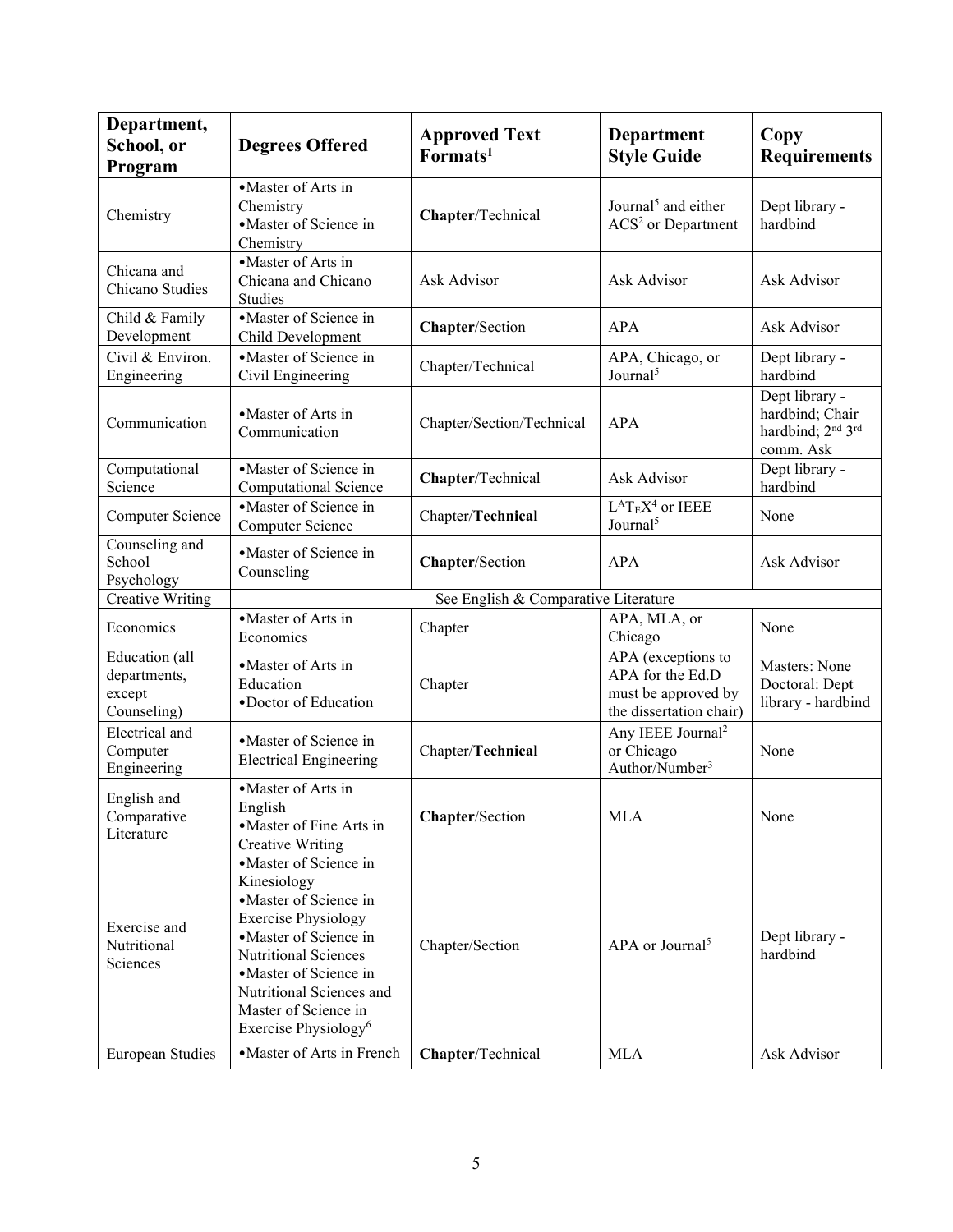| Department, School, or Program | Degrees Offered | Approved Text Formats[1] | Department Style Guide | Copy Requirements |
|---|---|---|---|---|
| Chemistry | •Master of Arts in Chemistry •Master of Science in Chemistry | **Chapter**/Technical | Journal[5] and either ACS[2] or Department | Dept library - hardbind |
| Chicana and Chicano Studies | •Master of Arts in Chicana and Chicano Studies | Ask Advisor | Ask Advisor | Ask Advisor |
| Child & Family Development | •Master of Science in Child Development | **Chapter**/Section | APA | Ask Advisor |
| Civil & Environ. Engineering | •Master of Science in Civil Engineering | Chapter/Technical | APA, Chicago, or Journal[5] | Dept library - hardbind |
| Communication | •Master of Arts in Communication | Chapter/Section/Technical | APA | Dept library - hardbind; Chair hardbind; 2nd 3rd comm. Ask |
| Computational Science | •Master of Science in Computational Science | **Chapter**/Technical | Ask Advisor | Dept library - hardbind |
| Computer Science | •Master of Science in Computer Science | Chapter/**Technical** | LATEX[4] or IEEE Journal[5] | None |
| Counseling and School Psychology | •Master of Science in Counseling | **Chapter**/Section | APA | Ask Advisor |
| Creative Writing | See English & Comparative Literature | | | |
| Economics | •Master of Arts in Economics | Chapter | APA, MLA, or Chicago | None |
| Education (all departments, except Counseling) | •Master of Arts in Education •Doctor of Education | Chapter | APA (exceptions to APA for the Ed.D must be approved by the dissertation chair) | Masters: None Doctoral: Dept library - hardbind |
| Electrical and Computer Engineering | •Master of Science in Electrical Engineering | Chapter/**Technical** | Any IEEE Journal[2] or Chicago Author/Number[3] | None |
| English and Comparative Literature | •Master of Arts in English •Master of Fine Arts in Creative Writing | **Chapter**/Section | MLA | None |
| Exercise and Nutritional Sciences | •Master of Science in Kinesiology •Master of Science in Exercise Physiology •Master of Science in Nutritional Sciences •Master of Science in Nutritional Sciences and Master of Science in Exercise Physiology[6] | Chapter/Section | APA or Journal[5] | Dept library - hardbind |
| European Studies | •Master of Arts in French | **Chapter**/Technical | MLA | Ask Advisor |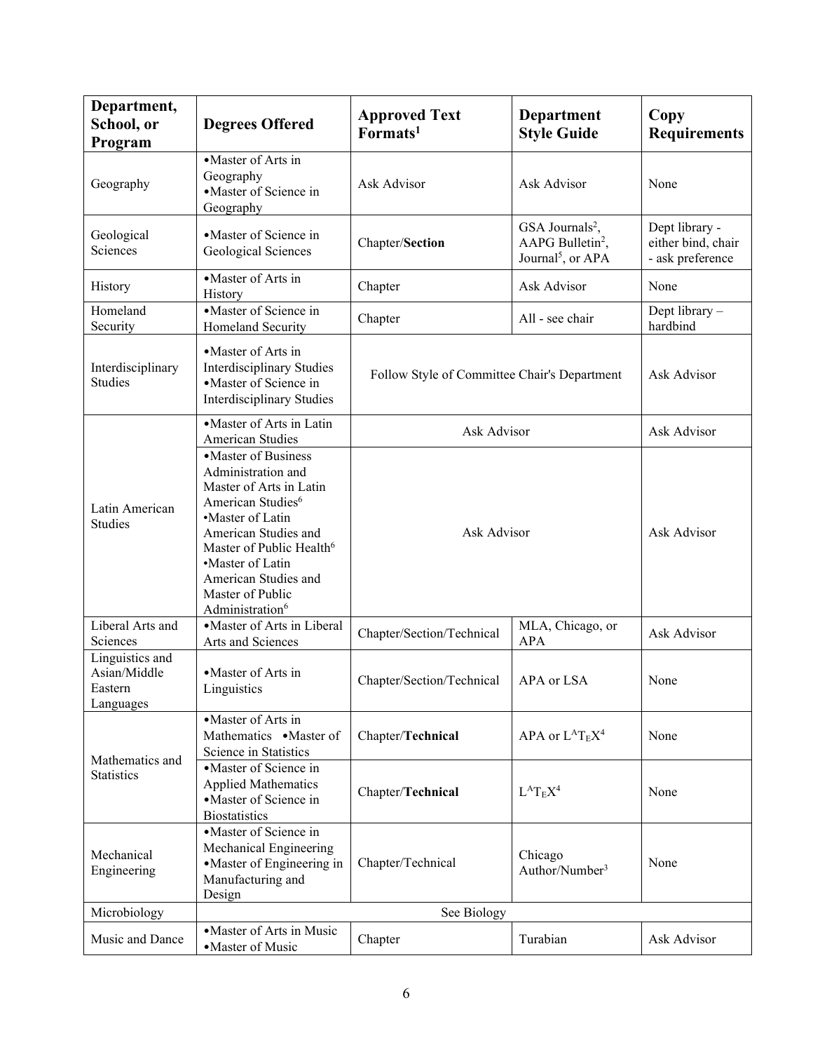| Department, School, or Program | Degrees Offered | Approved Text Formats[1] | Department Style Guide | Copy Requirements |
|---|---|---|---|---|
| Geography | •Master of Arts in Geography •Master of Science in Geography | Ask Advisor | Ask Advisor | None |
| Geological Sciences | •Master of Science in Geological Sciences | Chapter/**Section** | GSA Journals[2], AAPG Bulletin[2], Journal[5], or APA | Dept library - either bind, chair - ask preference |
| History | •Master of Arts in History | Chapter | Ask Advisor | None |
| Homeland Security | •Master of Science in Homeland Security | Chapter | All - see chair | Dept library – hardbind |
| Interdisciplinary Studies | •Master of Arts in Interdisciplinary Studies •Master of Science in Interdisciplinary Studies | Follow Style of Committee Chair's Department | | Ask Advisor |
| Latin American Studies | •Master of Arts in Latin American Studies | Ask Advisor | | Ask Advisor |
| | •Master of Business Administration and Master of Arts in Latin American Studies[6] •Master of Latin American Studies and Master of Public Health[6] •Master of Latin American Studies and Master of Public Administration[6] | Ask Advisor | | Ask Advisor |
| Liberal Arts and Sciences | •Master of Arts in Liberal Arts and Sciences | Chapter/Section/Technical | MLA, Chicago, or APA | Ask Advisor |
| Linguistics and Asian/Middle Eastern Languages | •Master of Arts in Linguistics | Chapter/Section/Technical | APA or LSA | None |
| Mathematics and Statistics | •Master of Arts in Mathematics •Master of Science in Statistics | Chapter/**Technical** | APA or $\LaTeX$[4] | None |
| | •Master of Science in Applied Mathematics •Master of Science in Biostatistics | Chapter/**Technical** | $\LaTeX$[4] | None |
| Mechanical Engineering | •Master of Science in Mechanical Engineering •Master of Engineering in Manufacturing and Design | Chapter/Technical | Chicago Author/Number[3] | None |
| Microbiology | See Biology | | | |
| Music and Dance | •Master of Arts in Music •Master of Music | Chapter | Turabian | Ask Advisor |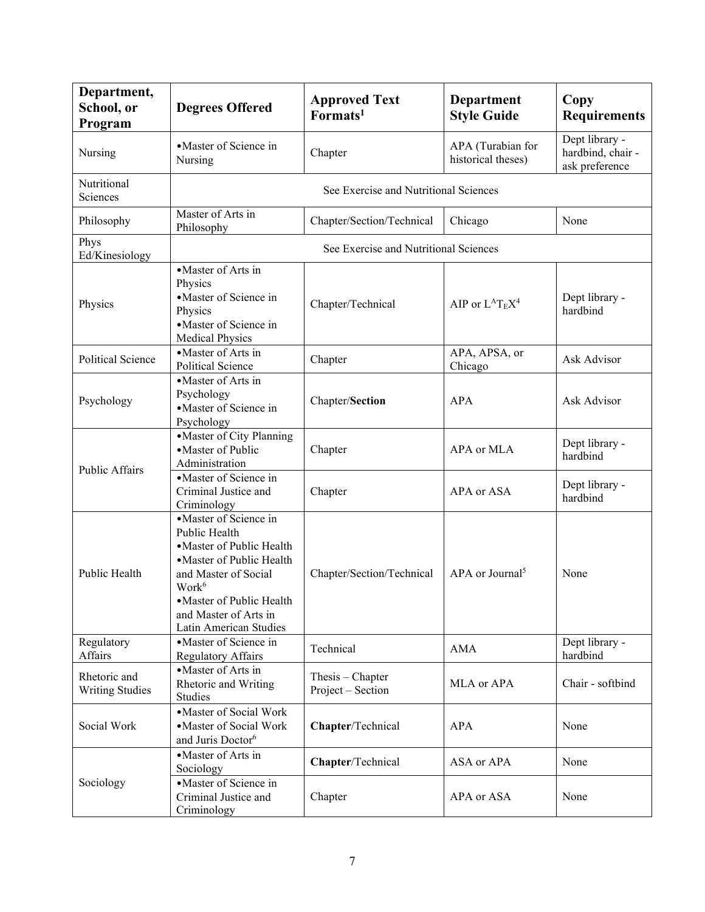| Department, School, or Program | Degrees Offered | Approved Text Formats[1] | Department Style Guide | Copy Requirements |
|---|---|---|---|---|
| Nursing | •Master of Science in Nursing | Chapter | APA (Turabian for historical theses) | Dept library - hardbind, chair - ask preference |
| Nutritional Sciences | See Exercise and Nutritional Sciences | | | |
| Philosophy | Master of Arts in Philosophy | Chapter/Section/Technical | Chicago | None |
| Phys Ed/Kinesiology | See Exercise and Nutritional Sciences | | | |
| Physics | •Master of Arts in Physics<br>•Master of Science in Physics<br>•Master of Science in Medical Physics | Chapter/Technical | AIP or LaTeX[4] | Dept library - hardbind |
| Political Science | •Master of Arts in Political Science | Chapter | APA, APSA, or Chicago | Ask Advisor |
| Psychology | •Master of Arts in Psychology<br>•Master of Science in Psychology | Chapter/**Section** | APA | Ask Advisor |
| Public Affairs | •Master of City Planning<br>•Master of Public Administration | Chapter | APA or MLA | Dept library - hardbind |
| Public Affairs | •Master of Science in Criminal Justice and Criminology | Chapter | APA or ASA | Dept library - hardbind |
| Public Health | •Master of Science in Public Health<br>•Master of Public Health<br>•Master of Public Health and Master of Social Work[6]<br>•Master of Public Health and Master of Arts in Latin American Studies | Chapter/Section/Technical | APA or Journal[5] | None |
| Regulatory Affairs | •Master of Science in Regulatory Affairs | Technical | AMA | Dept library - hardbind |
| Rhetoric and Writing Studies | •Master of Arts in Rhetoric and Writing Studies | Thesis – Chapter<br>Project – Section | MLA or APA | Chair - softbind |
| Social Work | •Master of Social Work<br>•Master of Social Work and Juris Doctor[6] | **Chapter**/Technical | APA | None |
| Sociology | •Master of Arts in Sociology | **Chapter**/Technical | ASA or APA | None |
| Sociology | •Master of Science in Criminal Justice and Criminology | Chapter | APA or ASA | None |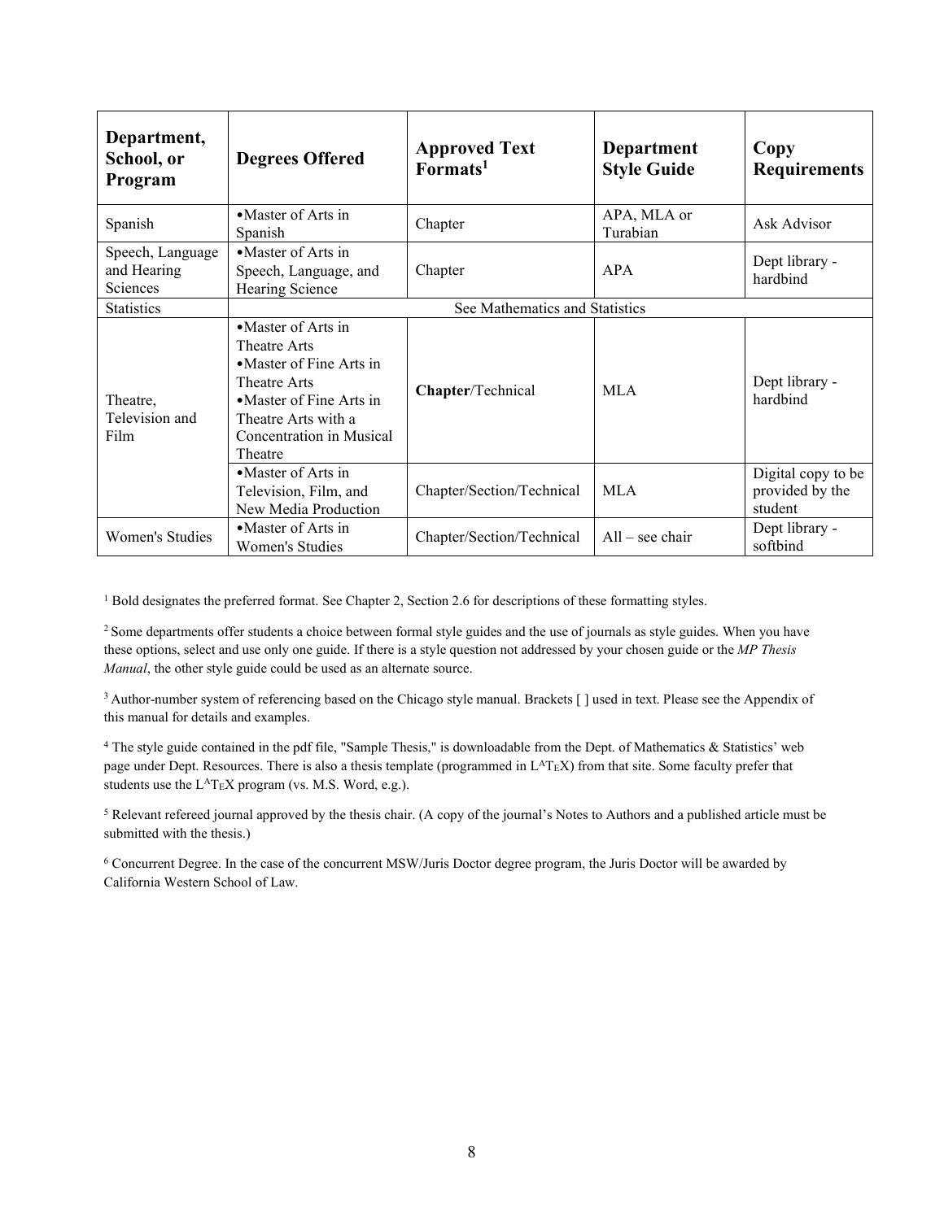| Department, School, or Program | Degrees Offered | Approved Text Formats[1] | Department Style Guide | Copy Requirements |
|---|---|---|---|---|
| Spanish | •Master of Arts in Spanish | Chapter | APA, MLA or Turabian | Ask Advisor |
| Speech, Language and Hearing Sciences | •Master of Arts in Speech, Language, and Hearing Science | Chapter | APA | Dept library - hardbind |
| Statistics | See Mathematics and Statistics | | | |
| Theatre, Television and Film | •Master of Arts in Theatre Arts •Master of Fine Arts in Theatre Arts •Master of Fine Arts in Theatre Arts with a Concentration in Musical Theatre | **Chapter**/Technical | MLA | Dept library - hardbind |
| | •Master of Arts in Television, Film, and New Media Production | Chapter/Section/Technical | MLA | Digital copy to be provided by the student |
| Women's Studies | •Master of Arts in Women's Studies | Chapter/Section/Technical | All – see chair | Dept library - softbind |

[1] Bold designates the preferred format. See Chapter 2, Section 2.6 for descriptions of these formatting styles.

[2] Some departments offer students a choice between formal style guides and the use of journals as style guides. When you have these options, select and use only one guide. If there is a style question not addressed by your chosen guide or the *MP Thesis Manual*, the other style guide could be used as an alternate source.

[3] Author-number system of referencing based on the Chicago style manual. Brackets [ ] used in text. Please see the Appendix of this manual for details and examples.

[4] The style guide contained in the pdf file, "Sample Thesis," is downloadable from the Dept. of Mathematics & Statistics' web page under Dept. Resources. There is also a thesis template (programmed in LATEX) from that site. Some faculty prefer that students use the LATEX program (vs. M.S. Word, e.g.).

[5] Relevant refereed journal approved by the thesis chair. (A copy of the journal's Notes to Authors and a published article must be submitted with the thesis.)

[6] Concurrent Degree. In the case of the concurrent MSW/Juris Doctor degree program, the Juris Doctor will be awarded by California Western School of Law.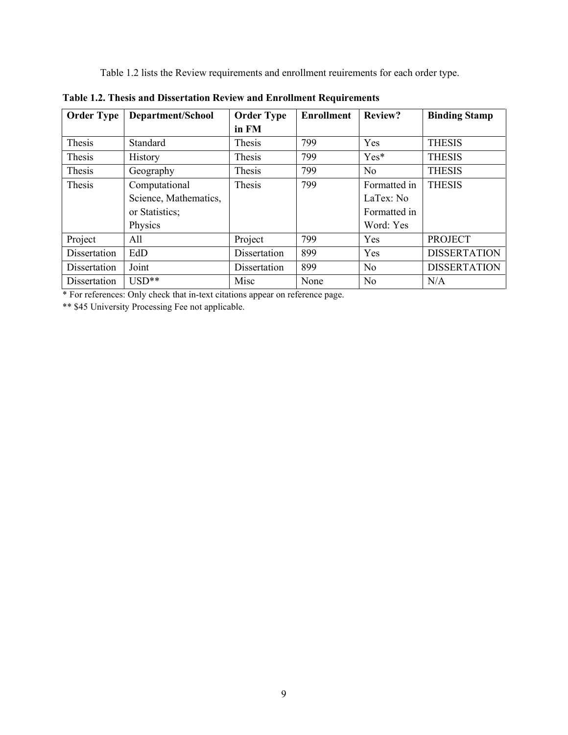Table 1.2 lists the Review requirements and enrollment reuirements for each order type.

**Table 1.2. Thesis and Dissertation Review and Enrollment Requirements**

| Order Type | Department/School | Order Type in FM | Enrollment | Review? | Binding Stamp |
|---|---|---|---|---|---|
| Thesis | Standard | Thesis | 799 | Yes | THESIS |
| Thesis | History | Thesis | 799 | Yes* | THESIS |
| Thesis | Geography | Thesis | 799 | No | THESIS |
| Thesis | Computational Science, Mathematics, or Statistics; Physics | Thesis | 799 | Formatted in LaTex: No Formatted in Word: Yes | THESIS |
| Project | All | Project | 799 | Yes | PROJECT |
| Dissertation | EdD | Dissertation | 899 | Yes | DISSERTATION |
| Dissertation | Joint | Dissertation | 899 | No | DISSERTATION |
| Dissertation | USD** | Misc | None | No | N/A |

* For references: Only check that in-text citations appear on reference page.

** $45 University Processing Fee not applicable.